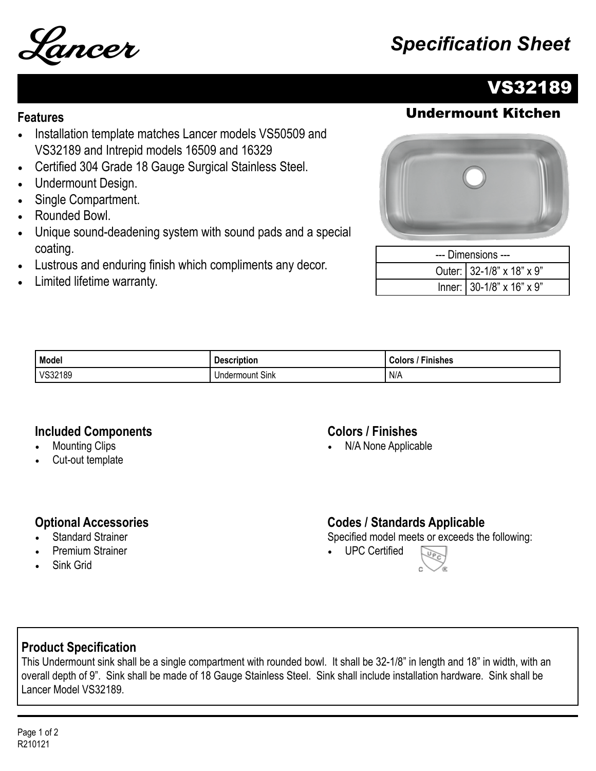Lancer

# Specification Sheet

## VS32189

### Undermount Kitchen

### Features

- Installation template matches Lancer models VS50509 and VS32189 and Intrepid models 16509 and 16329
- Certified 304 Grade 18 Gauge Surgical Stainless Steel.
- Undermount Design.
- Single Compartment.
- Rounded Bowl.
- Unique sound-deadening system with sound pads and a special coating.
- Lustrous and enduring finish which compliments any decor.
- Limited lifetime warranty.

| --- Dimensions --- | |
|---|---|
| Outer: | 32-1/8” x 18” x 9” |
| Inner: | 30-1/8” x 16” x 9” |

| Model | Description | Colors / Finishes |
|---|---|---|
| VS32189 | Undermount Sink | N/A |

### Included Components

- Mounting Clips
- Cut-out template

### Colors / Finishes

- N/A None Applicable

### Optional Accessories

- Standard Strainer
- Premium Strainer
- Sink Grid

### Codes / Standards Applicable

Specified model meets or exceeds the following:

- UPC Certified

### Product Specification

This Undermount sink shall be a single compartment with rounded bowl. It shall be 32-1/8” in length and 18” in width, with an overall depth of 9”. Sink shall be made of 18 Gauge Stainless Steel. Sink shall include installation hardware. Sink shall be Lancer Model VS32189.

R210121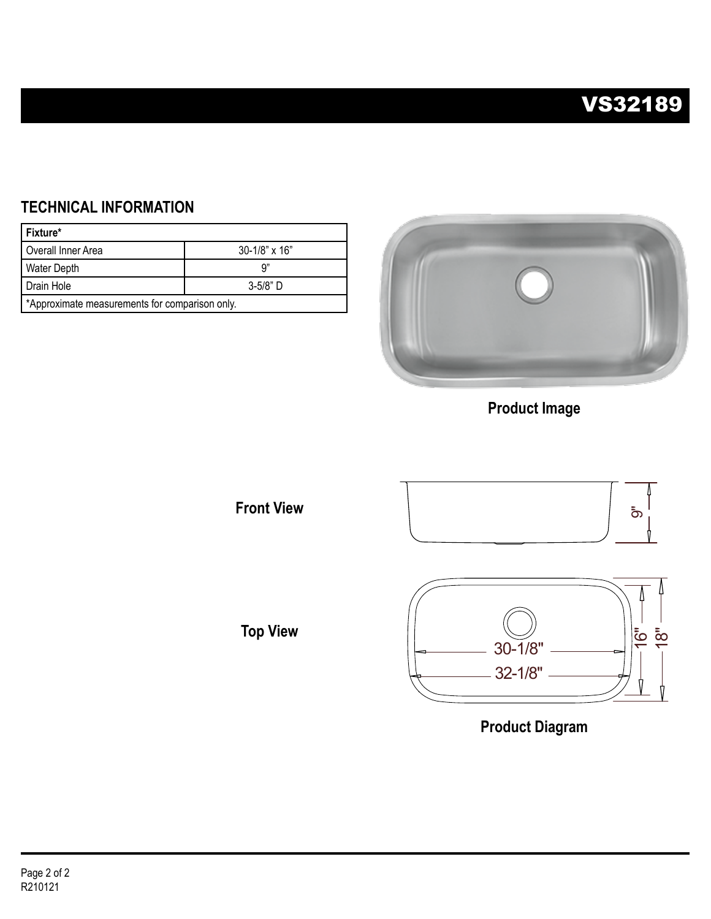# VS32189

## TECHNICAL INFORMATION

| Fixture* | |
|---|---|
| Overall Inner Area | 30-1/8" x 16" |
| Water Depth | 9" |
| Drain Hole | 3-5/8" D |
| *Approximate measurements for comparison only. | |

Product Image

Front View

9"

Top View

30-1/8"

32-1/8"

16"

18"

Product Diagram